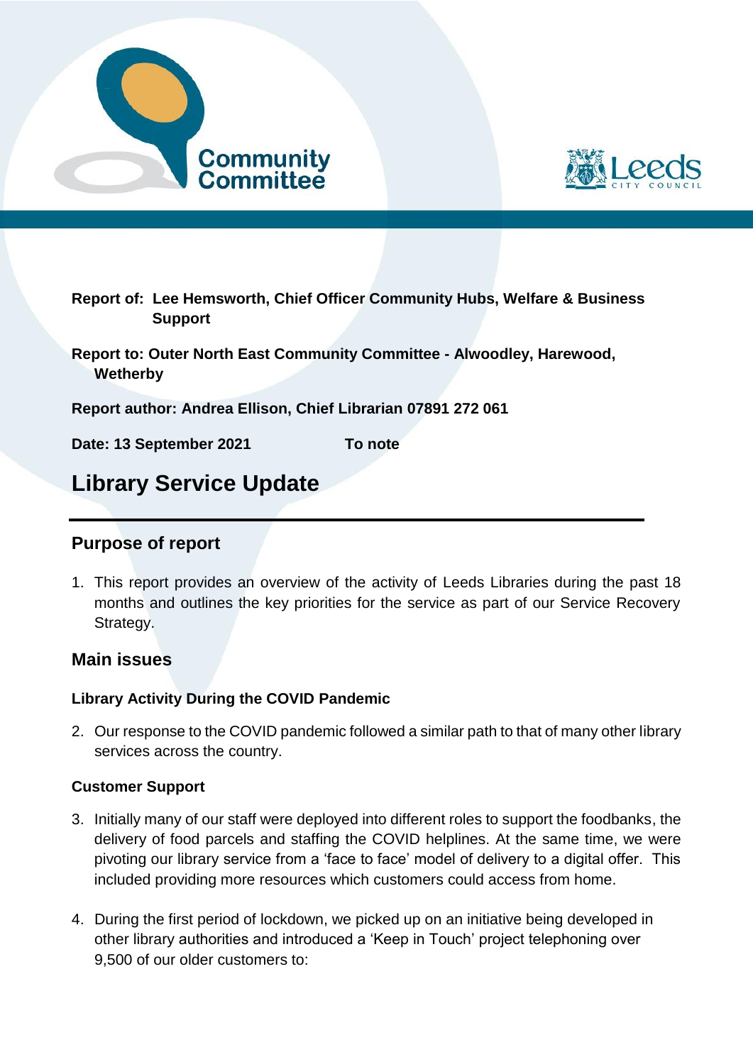Community Committee

Leeds City Council

**Report of: Lee Hemsworth, Chief Officer Community Hubs, Welfare & Business Support**

**Report to: Outer North East Community Committee - Alwoodley, Harewood, Wetherby**

**Report author: Andrea Ellison, Chief Librarian 07891 272 061**

**Date: 13 September 2021** **To note**

# Library Service Update

## Purpose of report

1. This report provides an overview of the activity of Leeds Libraries during the past 18 months and outlines the key priorities for the service as part of our Service Recovery Strategy.

## Main issues

### Library Activity During the COVID Pandemic

2. Our response to the COVID pandemic followed a similar path to that of many other library services across the country.

### Customer Support

3. Initially many of our staff were deployed into different roles to support the foodbanks, the delivery of food parcels and staffing the COVID helplines. At the same time, we were pivoting our library service from a 'face to face' model of delivery to a digital offer. This included providing more resources which customers could access from home.

4. During the first period of lockdown, we picked up on an initiative being developed in other library authorities and introduced a 'Keep in Touch' project telephoning over 9,500 of our older customers to: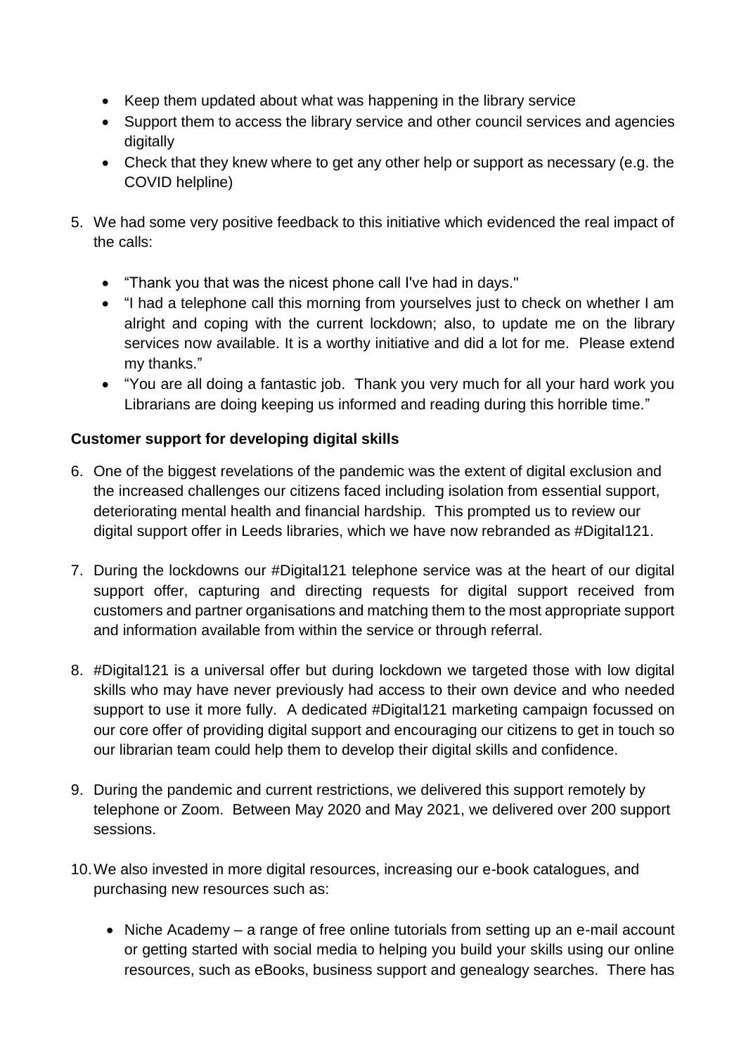- Keep them updated about what was happening in the library service
- Support them to access the library service and other council services and agencies digitally
- Check that they knew where to get any other help or support as necessary (e.g. the COVID helpline)

5. We had some very positive feedback to this initiative which evidenced the real impact of the calls:

    - "Thank you that was the nicest phone call I've had in days."
    - "I had a telephone call this morning from yourselves just to check on whether I am alright and coping with the current lockdown; also, to update me on the library services now available. It is a worthy initiative and did a lot for me. Please extend my thanks."
    - "You are all doing a fantastic job. Thank you very much for all your hard work you Librarians are doing keeping us informed and reading during this horrible time."

**Customer support for developing digital skills**

6. One of the biggest revelations of the pandemic was the extent of digital exclusion and the increased challenges our citizens faced including isolation from essential support, deteriorating mental health and financial hardship. This prompted us to review our digital support offer in Leeds libraries, which we have now rebranded as #Digital121.

7. During the lockdowns our #Digital121 telephone service was at the heart of our digital support offer, capturing and directing requests for digital support received from customers and partner organisations and matching them to the most appropriate support and information available from within the service or through referral.

8. #Digital121 is a universal offer but during lockdown we targeted those with low digital skills who may have never previously had access to their own device and who needed support to use it more fully. A dedicated #Digital121 marketing campaign focussed on our core offer of providing digital support and encouraging our citizens to get in touch so our librarian team could help them to develop their digital skills and confidence.

9. During the pandemic and current restrictions, we delivered this support remotely by telephone or Zoom. Between May 2020 and May 2021, we delivered over 200 support sessions.

10. We also invested in more digital resources, increasing our e-book catalogues, and purchasing new resources such as:

    - Niche Academy – a range of free online tutorials from setting up an e-mail account or getting started with social media to helping you build your skills using our online resources, such as eBooks, business support and genealogy searches. There has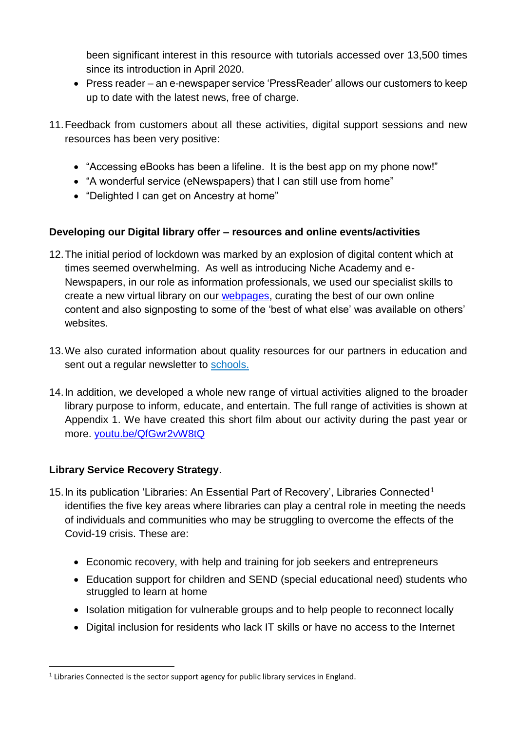been significant interest in this resource with tutorials accessed over 13,500 times since its introduction in April 2020.

- Press reader – an e-newspaper service 'PressReader' allows our customers to keep up to date with the latest news, free of charge.

11. Feedback from customers about all these activities, digital support sessions and new resources has been very positive:

   - "Accessing eBooks has been a lifeline. It is the best app on my phone now!"
   - "A wonderful service (eNewspapers) that I can still use from home"
   - "Delighted I can get on Ancestry at home"

**Developing our Digital library offer – resources and online events/activities**

12. The initial period of lockdown was marked by an explosion of digital content which at times seemed overwhelming. As well as introducing Niche Academy and e-Newspapers, in our role as information professionals, we used our specialist skills to create a new virtual library on our webpages, curating the best of our own online content and also signposting to some of the 'best of what else' was available on others' websites.

13. We also curated information about quality resources for our partners in education and sent out a regular newsletter to schools.

14. In addition, we developed a whole new range of virtual activities aligned to the broader library purpose to inform, educate, and entertain. The full range of activities is shown at Appendix 1. We have created this short film about our activity during the past year or more. youtu.be/QfGwr2vW8tQ

**Library Service Recovery Strategy**.

15. In its publication 'Libraries: An Essential Part of Recovery', Libraries Connected[1] identifies the five key areas where libraries can play a central role in meeting the needs of individuals and communities who may be struggling to overcome the effects of the Covid-19 crisis. These are:

   - Economic recovery, with help and training for job seekers and entrepreneurs
   - Education support for children and SEND (special educational need) students who struggled to learn at home
   - Isolation mitigation for vulnerable groups and to help people to reconnect locally
   - Digital inclusion for residents who lack IT skills or have no access to the Internet

[1] Libraries Connected is the sector support agency for public library services in England.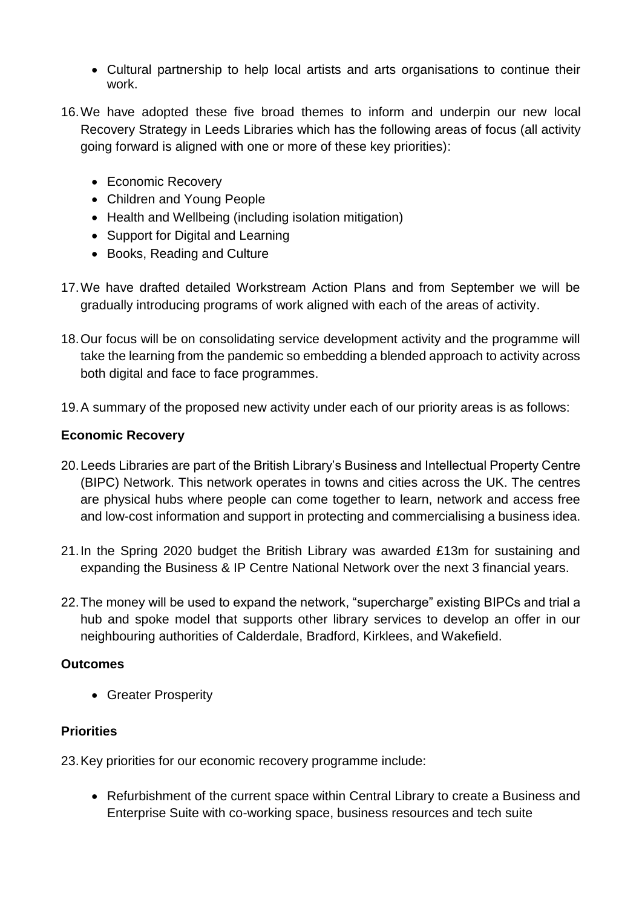- Cultural partnership to help local artists and arts organisations to continue their work.

16. We have adopted these five broad themes to inform and underpin our new local Recovery Strategy in Leeds Libraries which has the following areas of focus (all activity going forward is aligned with one or more of these key priorities):

    - Economic Recovery
    - Children and Young People
    - Health and Wellbeing (including isolation mitigation)
    - Support for Digital and Learning
    - Books, Reading and Culture

17. We have drafted detailed Workstream Action Plans and from September we will be gradually introducing programs of work aligned with each of the areas of activity.

18. Our focus will be on consolidating service development activity and the programme will take the learning from the pandemic so embedding a blended approach to activity across both digital and face to face programmes.

19. A summary of the proposed new activity under each of our priority areas is as follows:

**Economic Recovery**

20. Leeds Libraries are part of the British Library's Business and Intellectual Property Centre (BIPC) Network. This network operates in towns and cities across the UK. The centres are physical hubs where people can come together to learn, network and access free and low-cost information and support in protecting and commercialising a business idea.

21. In the Spring 2020 budget the British Library was awarded £13m for sustaining and expanding the Business & IP Centre National Network over the next 3 financial years.

22. The money will be used to expand the network, "supercharge" existing BIPCs and trial a hub and spoke model that supports other library services to develop an offer in our neighbouring authorities of Calderdale, Bradford, Kirklees, and Wakefield.

**Outcomes**

- Greater Prosperity

**Priorities**

23. Key priorities for our economic recovery programme include:

    - Refurbishment of the current space within Central Library to create a Business and Enterprise Suite with co-working space, business resources and tech suite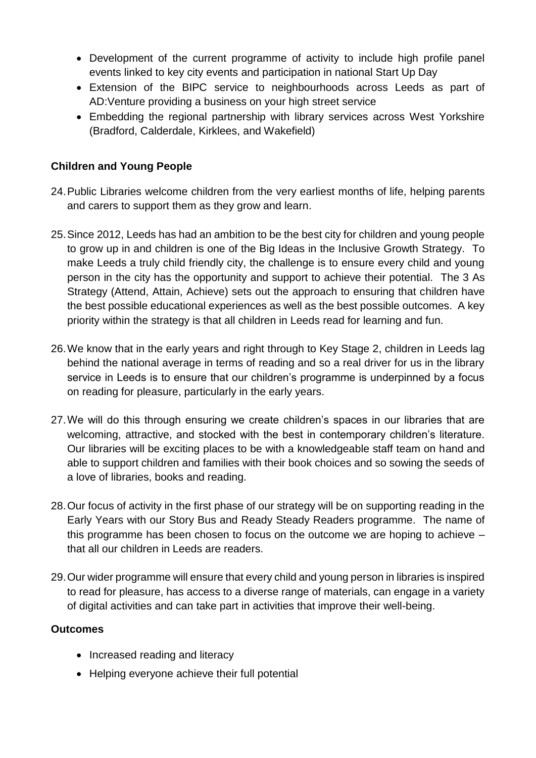- Development of the current programme of activity to include high profile panel events linked to key city events and participation in national Start Up Day
- Extension of the BIPC service to neighbourhoods across Leeds as part of AD:Venture providing a business on your high street service
- Embedding the regional partnership with library services across West Yorkshire (Bradford, Calderdale, Kirklees, and Wakefield)

**Children and Young People**

24. Public Libraries welcome children from the very earliest months of life, helping parents and carers to support them as they grow and learn.

25. Since 2012, Leeds has had an ambition to be the best city for children and young people to grow up in and children is one of the Big Ideas in the Inclusive Growth Strategy. To make Leeds a truly child friendly city, the challenge is to ensure every child and young person in the city has the opportunity and support to achieve their potential. The 3 As Strategy (Attend, Attain, Achieve) sets out the approach to ensuring that children have the best possible educational experiences as well as the best possible outcomes. A key priority within the strategy is that all children in Leeds read for learning and fun.

26. We know that in the early years and right through to Key Stage 2, children in Leeds lag behind the national average in terms of reading and so a real driver for us in the library service in Leeds is to ensure that our children's programme is underpinned by a focus on reading for pleasure, particularly in the early years.

27. We will do this through ensuring we create children's spaces in our libraries that are welcoming, attractive, and stocked with the best in contemporary children's literature. Our libraries will be exciting places to be with a knowledgeable staff team on hand and able to support children and families with their book choices and so sowing the seeds of a love of libraries, books and reading.

28. Our focus of activity in the first phase of our strategy will be on supporting reading in the Early Years with our Story Bus and Ready Steady Readers programme. The name of this programme has been chosen to focus on the outcome we are hoping to achieve – that all our children in Leeds are readers.

29. Our wider programme will ensure that every child and young person in libraries is inspired to read for pleasure, has access to a diverse range of materials, can engage in a variety of digital activities and can take part in activities that improve their well-being.

**Outcomes**

- Increased reading and literacy
- Helping everyone achieve their full potential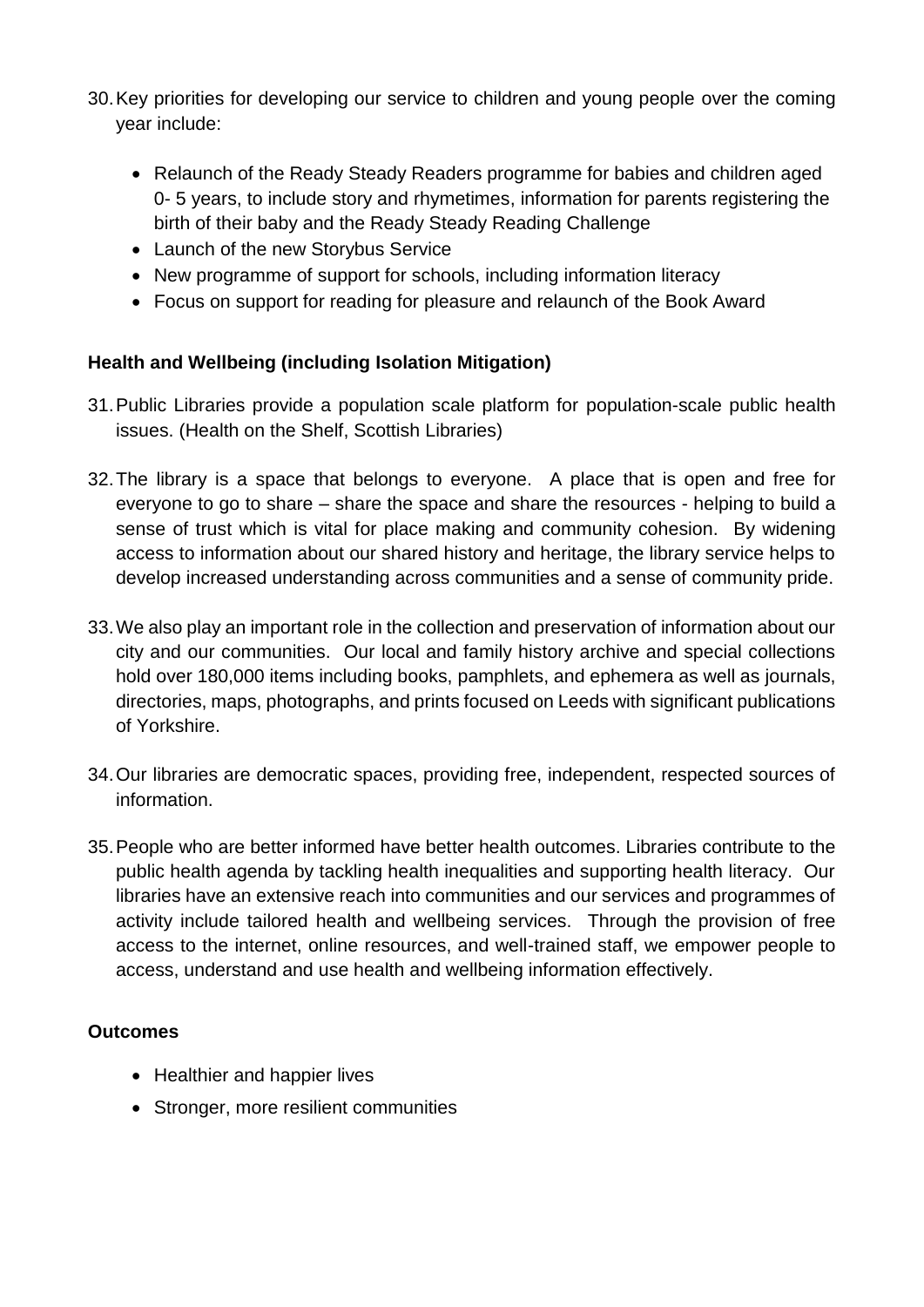30. Key priorities for developing our service to children and young people over the coming year include:

    - Relaunch of the Ready Steady Readers programme for babies and children aged 0- 5 years, to include story and rhymetimes, information for parents registering the birth of their baby and the Ready Steady Reading Challenge
    - Launch of the new Storybus Service
    - New programme of support for schools, including information literacy
    - Focus on support for reading for pleasure and relaunch of the Book Award

**Health and Wellbeing (including Isolation Mitigation)**

31. Public Libraries provide a population scale platform for population-scale public health issues. (Health on the Shelf, Scottish Libraries)

32. The library is a space that belongs to everyone. A place that is open and free for everyone to go to share – share the space and share the resources - helping to build a sense of trust which is vital for place making and community cohesion. By widening access to information about our shared history and heritage, the library service helps to develop increased understanding across communities and a sense of community pride.

33. We also play an important role in the collection and preservation of information about our city and our communities. Our local and family history archive and special collections hold over 180,000 items including books, pamphlets, and ephemera as well as journals, directories, maps, photographs, and prints focused on Leeds with significant publications of Yorkshire.

34. Our libraries are democratic spaces, providing free, independent, respected sources of information.

35. People who are better informed have better health outcomes. Libraries contribute to the public health agenda by tackling health inequalities and supporting health literacy. Our libraries have an extensive reach into communities and our services and programmes of activity include tailored health and wellbeing services. Through the provision of free access to the internet, online resources, and well-trained staff, we empower people to access, understand and use health and wellbeing information effectively.

**Outcomes**

- Healthier and happier lives
- Stronger, more resilient communities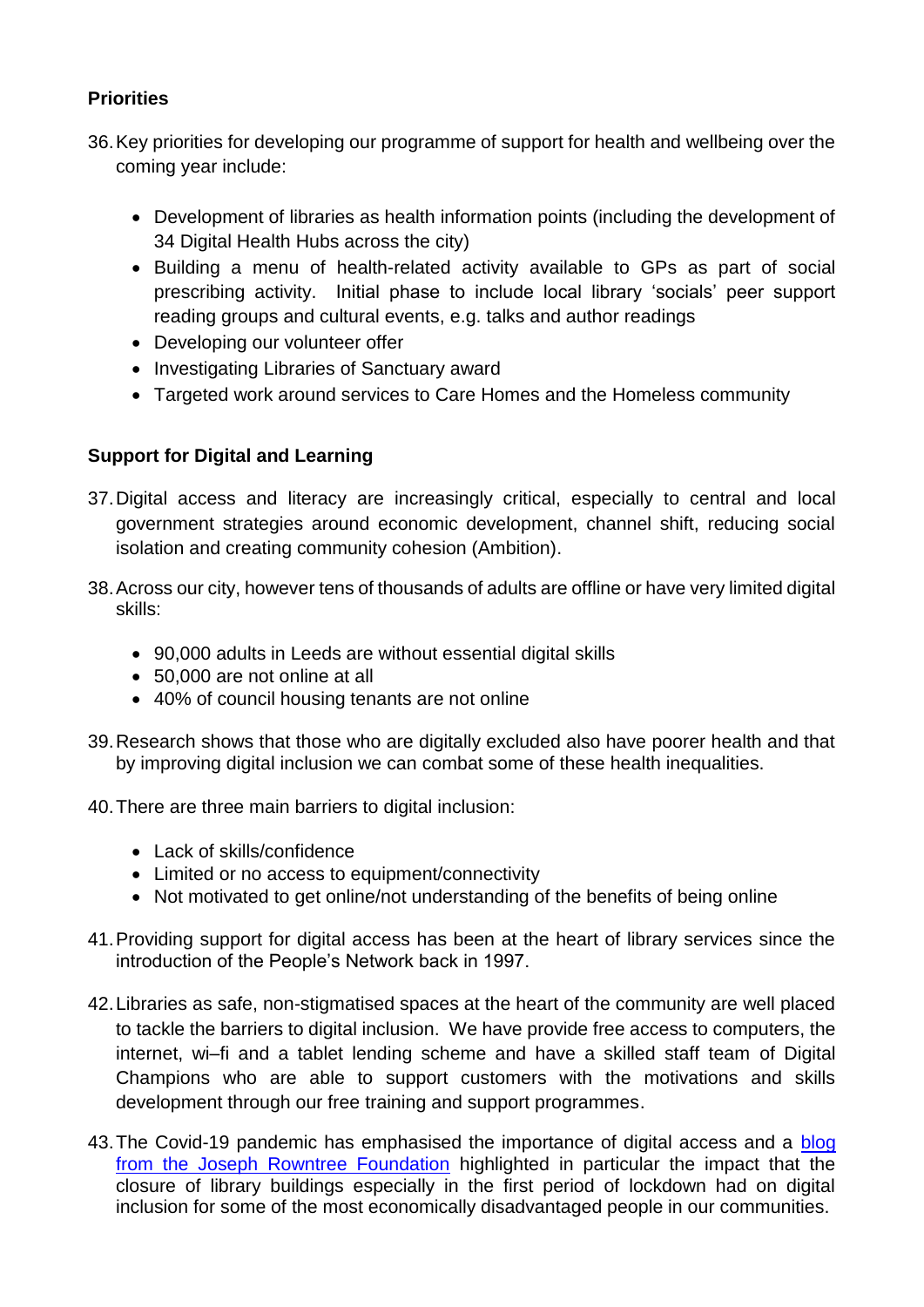**Priorities**

36. Key priorities for developing our programme of support for health and wellbeing over the coming year include:

    - Development of libraries as health information points (including the development of 34 Digital Health Hubs across the city)
    - Building a menu of health-related activity available to GPs as part of social prescribing activity. Initial phase to include local library 'socials' peer support reading groups and cultural events, e.g. talks and author readings
    - Developing our volunteer offer
    - Investigating Libraries of Sanctuary award
    - Targeted work around services to Care Homes and the Homeless community

**Support for Digital and Learning**

37. Digital access and literacy are increasingly critical, especially to central and local government strategies around economic development, channel shift, reducing social isolation and creating community cohesion (Ambition).

38. Across our city, however tens of thousands of adults are offline or have very limited digital skills:

    - 90,000 adults in Leeds are without essential digital skills
    - 50,000 are not online at all
    - 40% of council housing tenants are not online

39. Research shows that those who are digitally excluded also have poorer health and that by improving digital inclusion we can combat some of these health inequalities.

40. There are three main barriers to digital inclusion:

    - Lack of skills/confidence
    - Limited or no access to equipment/connectivity
    - Not motivated to get online/not understanding of the benefits of being online

41. Providing support for digital access has been at the heart of library services since the introduction of the People's Network back in 1997.

42. Libraries as safe, non-stigmatised spaces at the heart of the community are well placed to tackle the barriers to digital inclusion. We have provide free access to computers, the internet, wi–fi and a tablet lending scheme and have a skilled staff team of Digital Champions who are able to support customers with the motivations and skills development through our free training and support programmes.

43. The Covid-19 pandemic has emphasised the importance of digital access and a blog from the Joseph Rowntree Foundation highlighted in particular the impact that the closure of library buildings especially in the first period of lockdown had on digital inclusion for some of the most economically disadvantaged people in our communities.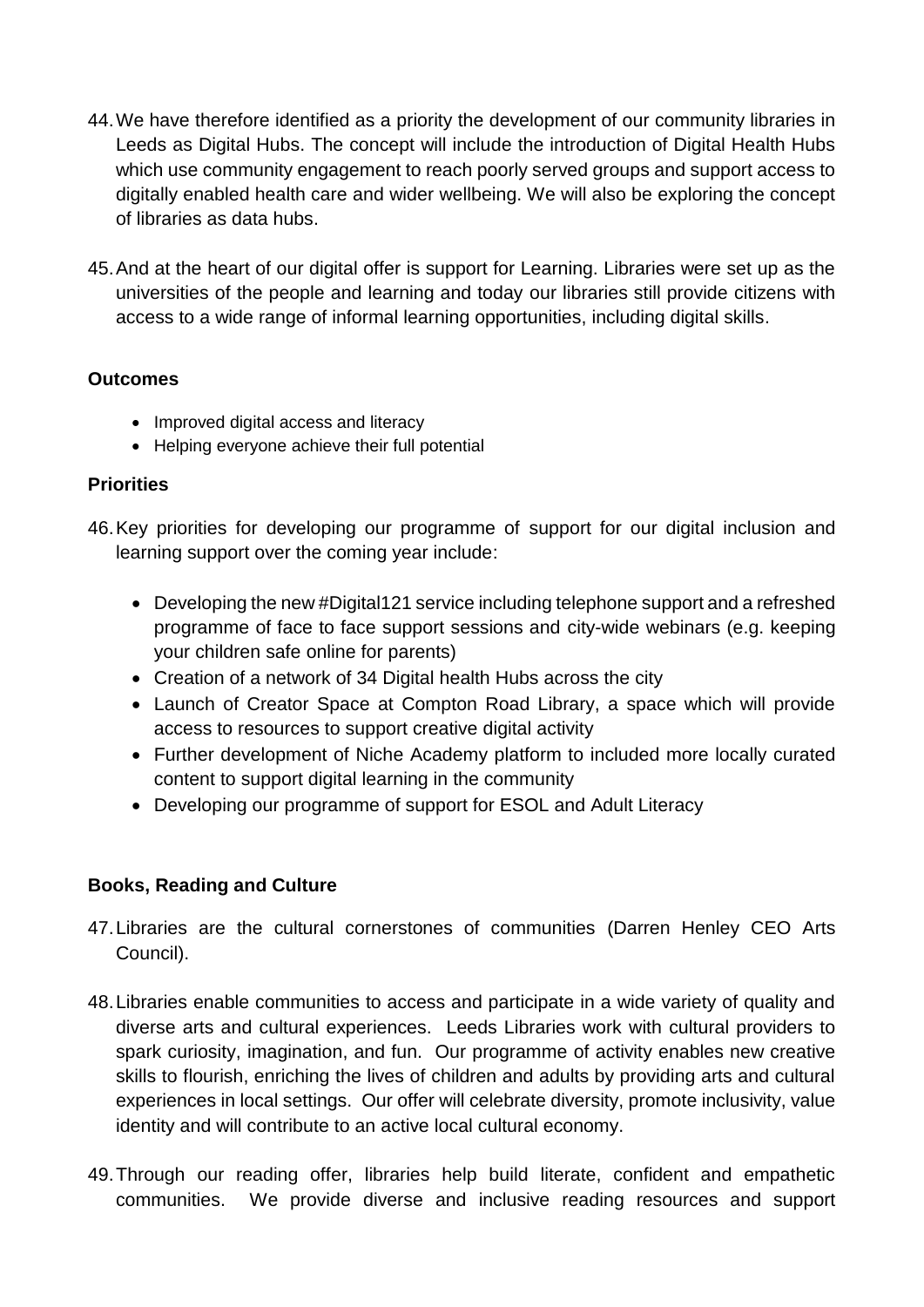44. We have therefore identified as a priority the development of our community libraries in Leeds as Digital Hubs. The concept will include the introduction of Digital Health Hubs which use community engagement to reach poorly served groups and support access to digitally enabled health care and wider wellbeing. We will also be exploring the concept of libraries as data hubs.

45. And at the heart of our digital offer is support for Learning. Libraries were set up as the universities of the people and learning and today our libraries still provide citizens with access to a wide range of informal learning opportunities, including digital skills.

**Outcomes**

- Improved digital access and literacy
- Helping everyone achieve their full potential

**Priorities**

46. Key priorities for developing our programme of support for our digital inclusion and learning support over the coming year include:

    - Developing the new #Digital121 service including telephone support and a refreshed programme of face to face support sessions and city-wide webinars (e.g. keeping your children safe online for parents)
    - Creation of a network of 34 Digital health Hubs across the city
    - Launch of Creator Space at Compton Road Library, a space which will provide access to resources to support creative digital activity
    - Further development of Niche Academy platform to included more locally curated content to support digital learning in the community
    - Developing our programme of support for ESOL and Adult Literacy

**Books, Reading and Culture**

47. Libraries are the cultural cornerstones of communities (Darren Henley CEO Arts Council).

48. Libraries enable communities to access and participate in a wide variety of quality and diverse arts and cultural experiences. Leeds Libraries work with cultural providers to spark curiosity, imagination, and fun. Our programme of activity enables new creative skills to flourish, enriching the lives of children and adults by providing arts and cultural experiences in local settings. Our offer will celebrate diversity, promote inclusivity, value identity and will contribute to an active local cultural economy.

49. Through our reading offer, libraries help build literate, confident and empathetic communities. We provide diverse and inclusive reading resources and support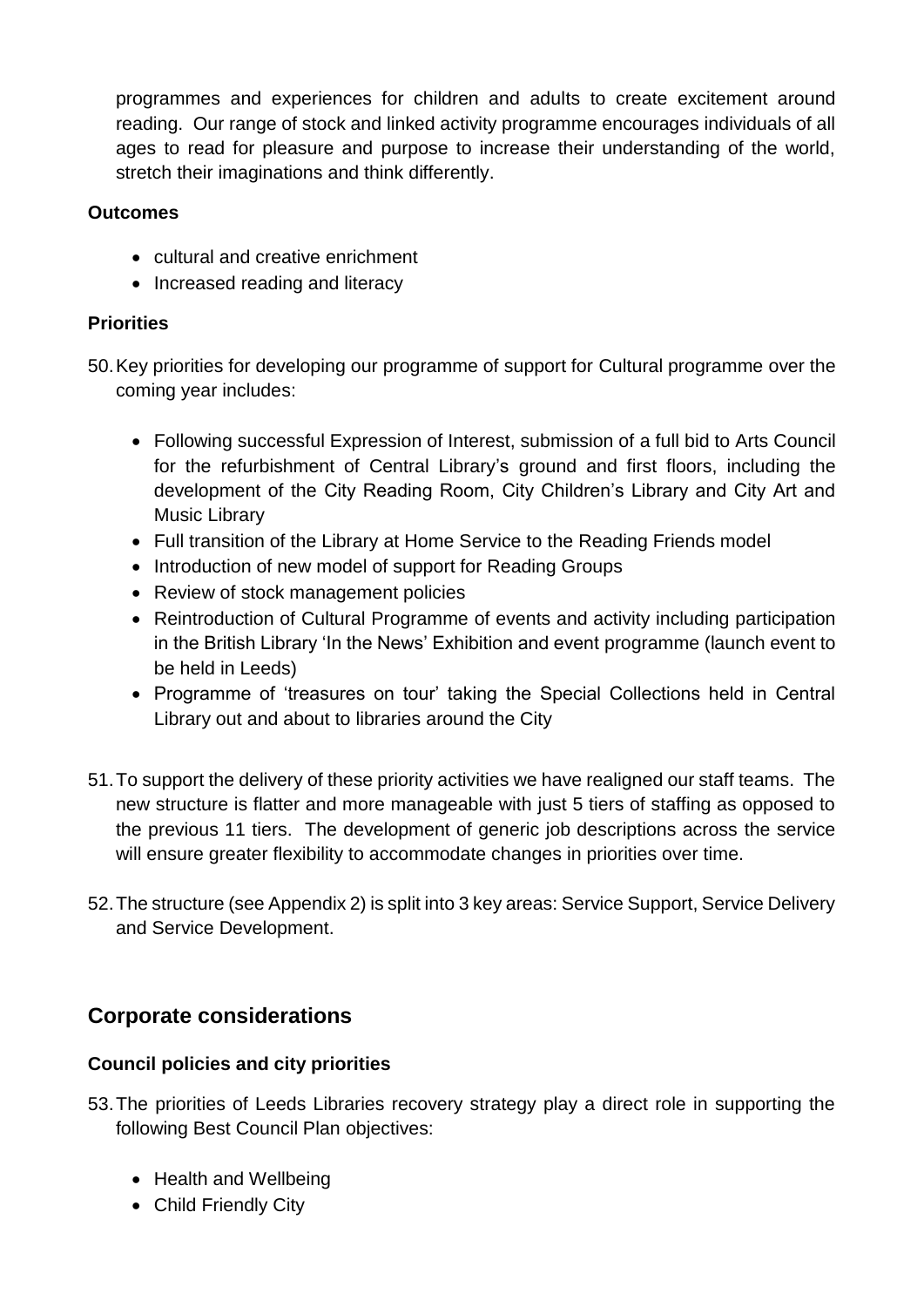programmes and experiences for children and adults to create excitement around reading. Our range of stock and linked activity programme encourages individuals of all ages to read for pleasure and purpose to increase their understanding of the world, stretch their imaginations and think differently.

**Outcomes**

- cultural and creative enrichment
- Increased reading and literacy

**Priorities**

50. Key priorities for developing our programme of support for Cultural programme over the coming year includes:

    - Following successful Expression of Interest, submission of a full bid to Arts Council for the refurbishment of Central Library's ground and first floors, including the development of the City Reading Room, City Children's Library and City Art and Music Library
    - Full transition of the Library at Home Service to the Reading Friends model
    - Introduction of new model of support for Reading Groups
    - Review of stock management policies
    - Reintroduction of Cultural Programme of events and activity including participation in the British Library 'In the News' Exhibition and event programme (launch event to be held in Leeds)
    - Programme of 'treasures on tour' taking the Special Collections held in Central Library out and about to libraries around the City

51. To support the delivery of these priority activities we have realigned our staff teams. The new structure is flatter and more manageable with just 5 tiers of staffing as opposed to the previous 11 tiers. The development of generic job descriptions across the service will ensure greater flexibility to accommodate changes in priorities over time.

52. The structure (see Appendix 2) is split into 3 key areas: Service Support, Service Delivery and Service Development.

## Corporate considerations

### Council policies and city priorities

53. The priorities of Leeds Libraries recovery strategy play a direct role in supporting the following Best Council Plan objectives:

    - Health and Wellbeing
    - Child Friendly City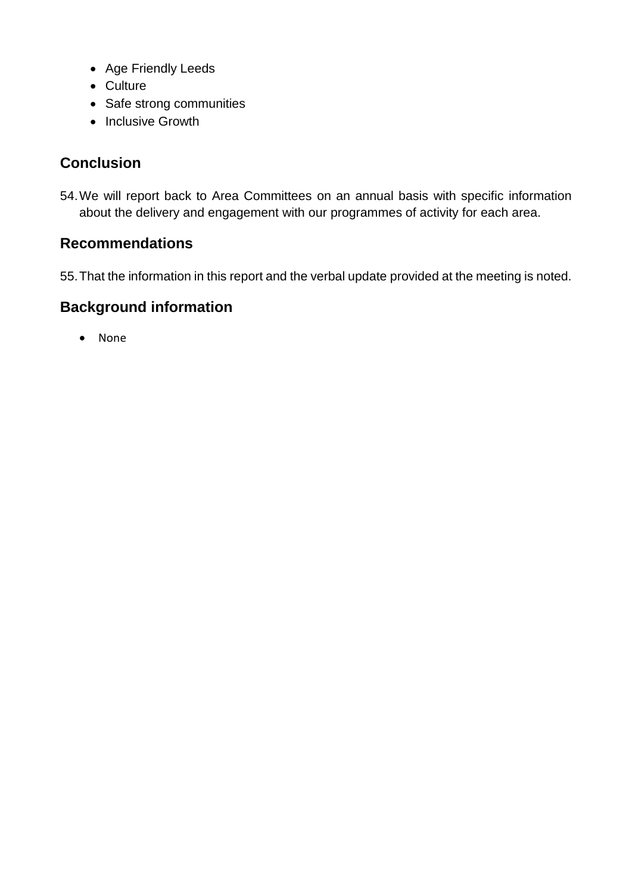- Age Friendly Leeds
- Culture
- Safe strong communities
- Inclusive Growth

## Conclusion

54. We will report back to Area Committees on an annual basis with specific information about the delivery and engagement with our programmes of activity for each area.

## Recommendations

55. That the information in this report and the verbal update provided at the meeting is noted.

## Background information

- None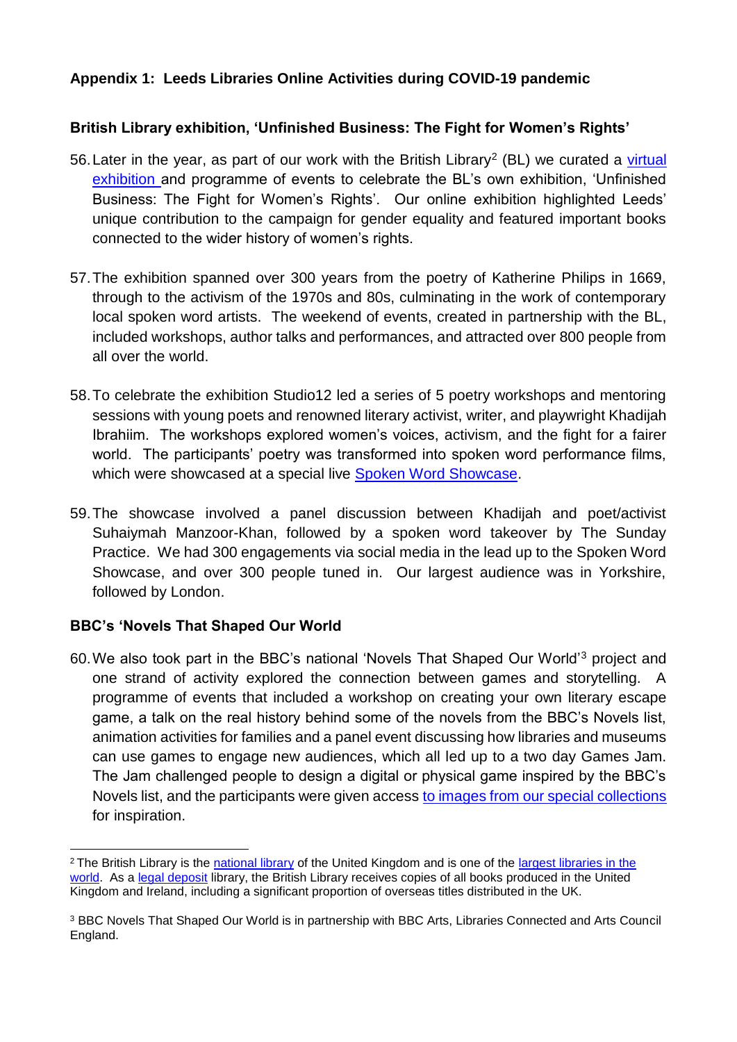## Appendix 1: Leeds Libraries Online Activities during COVID-19 pandemic

### British Library exhibition, 'Unfinished Business: The Fight for Women's Rights'

56. Later in the year, as part of our work with the British Library[2] (BL) we curated a virtual exhibition and programme of events to celebrate the BL's own exhibition, 'Unfinished Business: The Fight for Women's Rights'. Our online exhibition highlighted Leeds' unique contribution to the campaign for gender equality and featured important books connected to the wider history of women's rights.

57. The exhibition spanned over 300 years from the poetry of Katherine Philips in 1669, through to the activism of the 1970s and 80s, culminating in the work of contemporary local spoken word artists. The weekend of events, created in partnership with the BL, included workshops, author talks and performances, and attracted over 800 people from all over the world.

58. To celebrate the exhibition Studio12 led a series of 5 poetry workshops and mentoring sessions with young poets and renowned literary activist, writer, and playwright Khadijah Ibrahiim. The workshops explored women's voices, activism, and the fight for a fairer world. The participants' poetry was transformed into spoken word performance films, which were showcased at a special live Spoken Word Showcase.

59. The showcase involved a panel discussion between Khadijah and poet/activist Suhaiymah Manzoor-Khan, followed by a spoken word takeover by The Sunday Practice. We had 300 engagements via social media in the lead up to the Spoken Word Showcase, and over 300 people tuned in. Our largest audience was in Yorkshire, followed by London.

### BBC's 'Novels That Shaped Our World

60. We also took part in the BBC's national 'Novels That Shaped Our World'[3] project and one strand of activity explored the connection between games and storytelling. A programme of events that included a workshop on creating your own literary escape game, a talk on the real history behind some of the novels from the BBC's Novels list, animation activities for families and a panel event discussing how libraries and museums can use games to engage new audiences, which all led up to a two day Games Jam. The Jam challenged people to design a digital or physical game inspired by the BBC's Novels list, and the participants were given access to images from our special collections for inspiration.

---

[2] The British Library is the national library of the United Kingdom and is one of the largest libraries in the world. As a legal deposit library, the British Library receives copies of all books produced in the United Kingdom and Ireland, including a significant proportion of overseas titles distributed in the UK.

[3] BBC Novels That Shaped Our World is in partnership with BBC Arts, Libraries Connected and Arts Council England.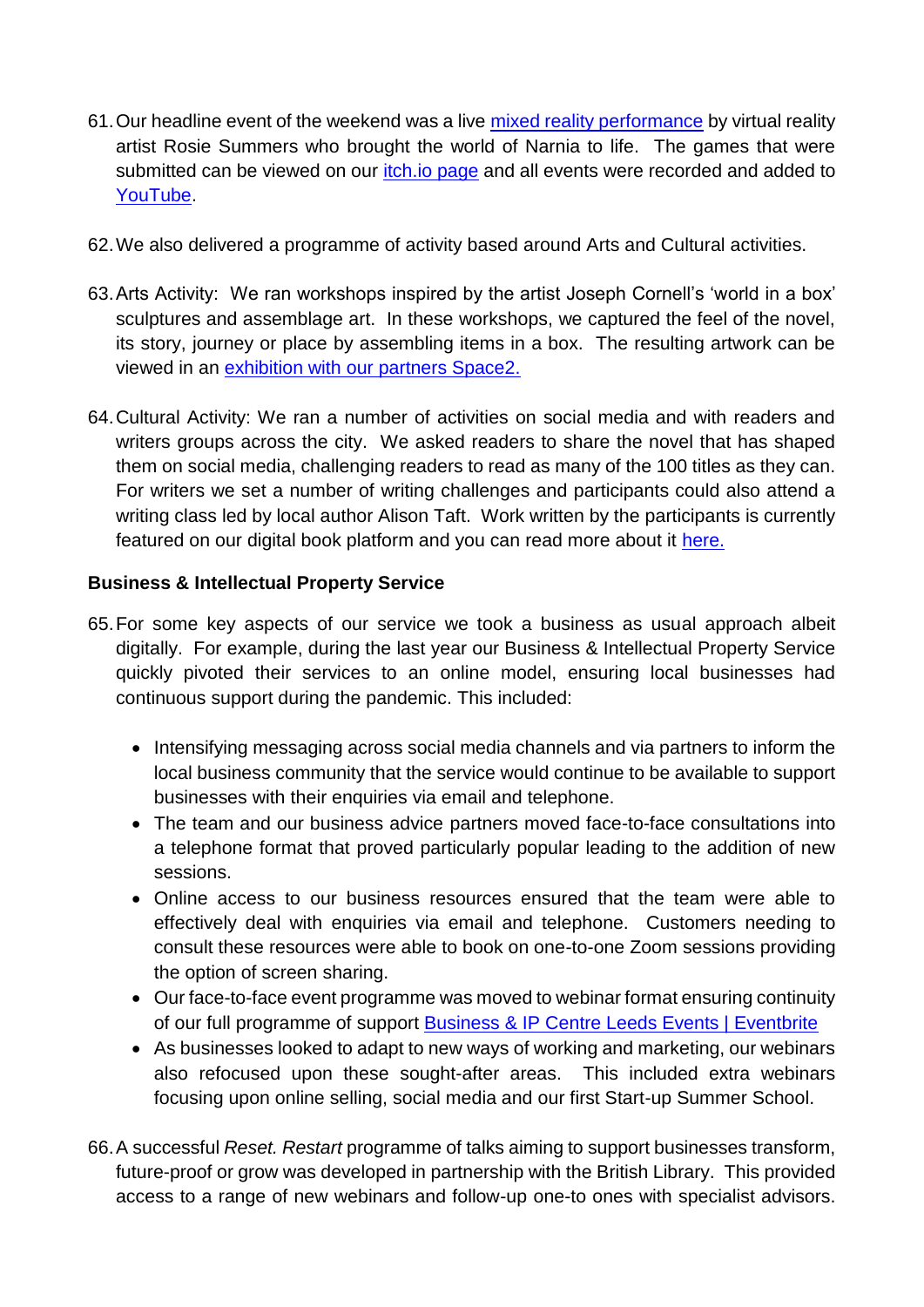61. Our headline event of the weekend was a live mixed reality performance by virtual reality artist Rosie Summers who brought the world of Narnia to life. The games that were submitted can be viewed on our itch.io page and all events were recorded and added to YouTube.

62. We also delivered a programme of activity based around Arts and Cultural activities.

63. Arts Activity: We ran workshops inspired by the artist Joseph Cornell's 'world in a box' sculptures and assemblage art. In these workshops, we captured the feel of the novel, its story, journey or place by assembling items in a box. The resulting artwork can be viewed in an exhibition with our partners Space2.

64. Cultural Activity: We ran a number of activities on social media and with readers and writers groups across the city. We asked readers to share the novel that has shaped them on social media, challenging readers to read as many of the 100 titles as they can. For writers we set a number of writing challenges and participants could also attend a writing class led by local author Alison Taft. Work written by the participants is currently featured on our digital book platform and you can read more about it here.

**Business & Intellectual Property Service**

65. For some key aspects of our service we took a business as usual approach albeit digitally. For example, during the last year our Business & Intellectual Property Service quickly pivoted their services to an online model, ensuring local businesses had continuous support during the pandemic. This included:

    - Intensifying messaging across social media channels and via partners to inform the local business community that the service would continue to be available to support businesses with their enquiries via email and telephone.
    - The team and our business advice partners moved face-to-face consultations into a telephone format that proved particularly popular leading to the addition of new sessions.
    - Online access to our business resources ensured that the team were able to effectively deal with enquiries via email and telephone. Customers needing to consult these resources were able to book on one-to-one Zoom sessions providing the option of screen sharing.
    - Our face-to-face event programme was moved to webinar format ensuring continuity of our full programme of support Business & IP Centre Leeds Events | Eventbrite
    - As businesses looked to adapt to new ways of working and marketing, our webinars also refocused upon these sought-after areas. This included extra webinars focusing upon online selling, social media and our first Start-up Summer School.

66. A successful *Reset. Restart* programme of talks aiming to support businesses transform, future-proof or grow was developed in partnership with the British Library. This provided access to a range of new webinars and follow-up one-to ones with specialist advisors.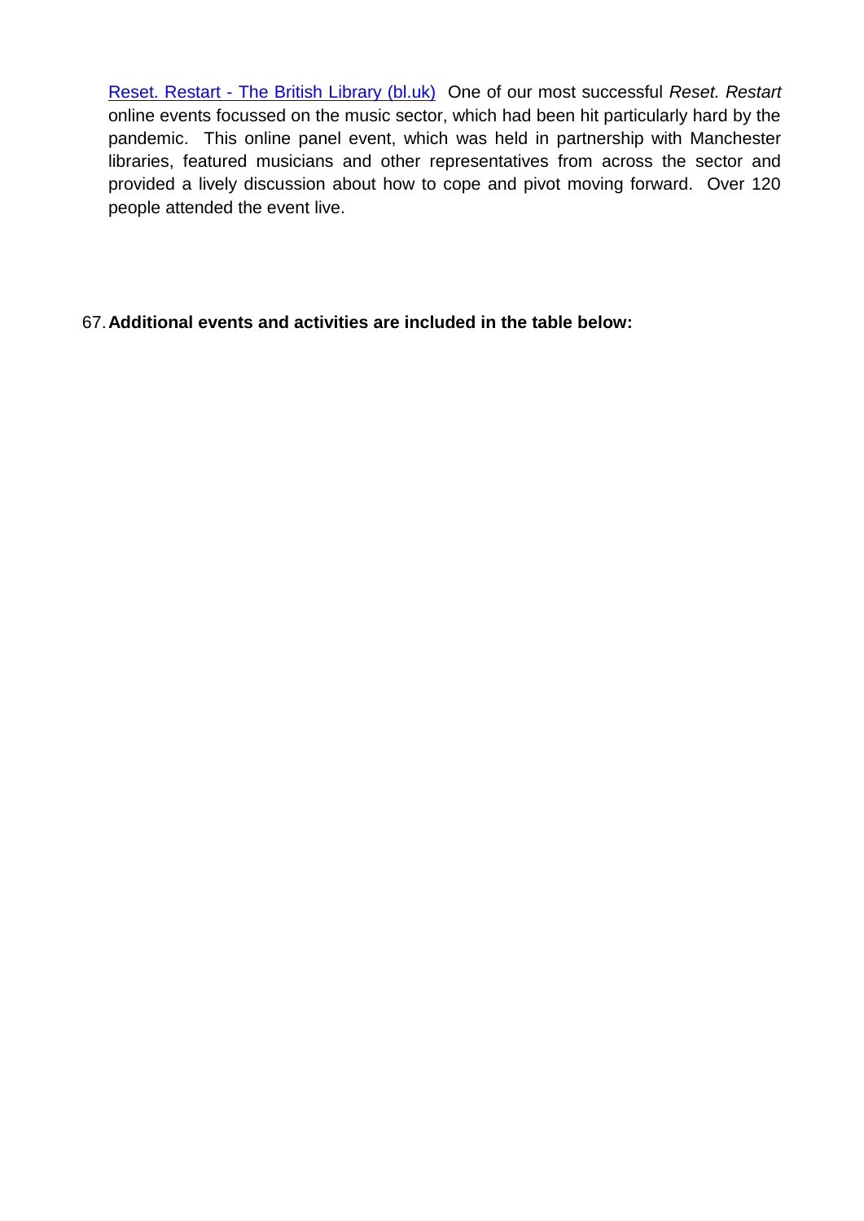[Reset. Restart - The British Library (bl.uk)] One of our most successful *Reset. Restart* online events focussed on the music sector, which had been hit particularly hard by the pandemic. This online panel event, which was held in partnership with Manchester libraries, featured musicians and other representatives from across the sector and provided a lively discussion about how to cope and pivot moving forward. Over 120 people attended the event live.

67. **Additional events and activities are included in the table below:**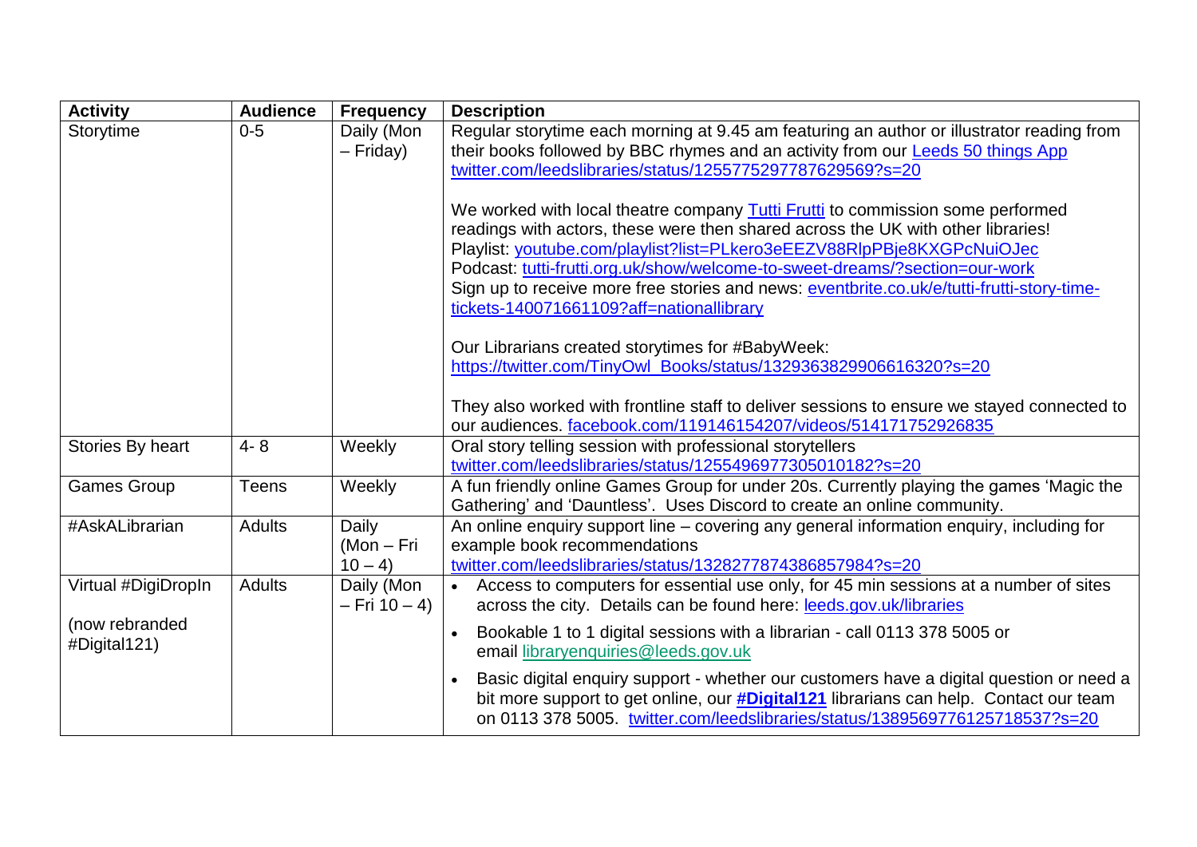| Activity | Audience | Frequency | Description |
|---|---|---|---|
| Storytime | 0-5 | Daily (Mon – Friday) | Regular storytime each morning at 9.45 am featuring an author or illustrator reading from their books followed by BBC rhymes and an activity from our Leeds 50 things App twitter.com/leedslibraries/status/1255775297787629569?s=20<br><br>We worked with local theatre company Tutti Frutti to commission some performed readings with actors, these were then shared across the UK with other libraries! Playlist: youtube.com/playlist?list=PLkero3eEEZV88RlpPBje8KXGPcNuiOJec Podcast: tutti-frutti.org.uk/show/welcome-to-sweet-dreams/?section=our-work Sign up to receive more free stories and news: eventbrite.co.uk/e/tutti-frutti-story-time-tickets-140071661109?aff=nationallibrary<br><br>Our Librarians created storytimes for #BabyWeek: https://twitter.com/TinyOwl_Books/status/1329363829906616320?s=20<br><br>They also worked with frontline staff to deliver sessions to ensure we stayed connected to our audiences. facebook.com/119146154207/videos/514171752926835 |
| Stories By heart | 4- 8 | Weekly | Oral story telling session with professional storytellers twitter.com/leedslibraries/status/1255496977305010182?s=20 |
| Games Group | Teens | Weekly | A fun friendly online Games Group for under 20s. Currently playing the games 'Magic the Gathering' and 'Dauntless'. Uses Discord to create an online community. |
| #AskALibrarian | Adults | Daily (Mon – Fri 10 – 4) | An online enquiry support line – covering any general information enquiry, including for example book recommendations twitter.com/leedslibraries/status/1328277874386857984?s=20 |
| Virtual #DigiDropIn<br><br>(now rebranded #Digital121) | Adults | Daily (Mon – Fri 10 – 4) | • Access to computers for essential use only, for 45 min sessions at a number of sites across the city. Details can be found here: leeds.gov.uk/libraries<br>• Bookable 1 to 1 digital sessions with a librarian - call 0113 378 5005 or email libraryenquiries@leeds.gov.uk<br>• Basic digital enquiry support - whether our customers have a digital question or need a bit more support to get online, our **#Digital121** librarians can help. Contact our team on 0113 378 5005. twitter.com/leedslibraries/status/1389569776125718537?s=20 |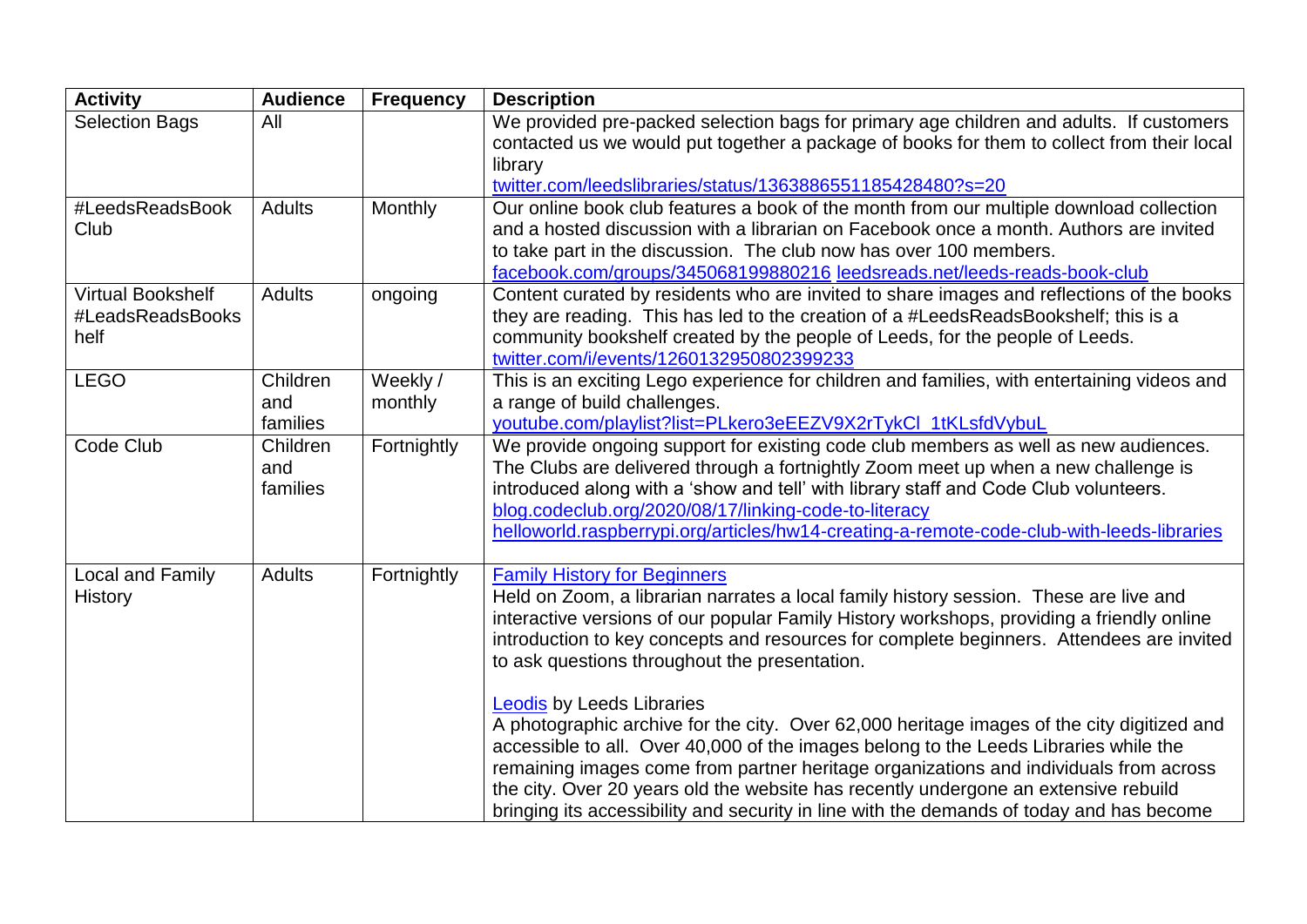| Activity | Audience | Frequency | Description |
| --- | --- | --- | --- |
| Selection Bags | All | | We provided pre-packed selection bags for primary age children and adults. If customers contacted us we would put together a package of books for them to collect from their local library<br>twitter.com/leedslibraries/status/1363886551185428480?s=20 |
| #LeedsReadsBook Club | Adults | Monthly | Our online book club features a book of the month from our multiple download collection and a hosted discussion with a librarian on Facebook once a month. Authors are invited to take part in the discussion. The club now has over 100 members.<br>facebook.com/groups/345068199880216 leedsreads.net/leeds-reads-book-club |
| Virtual Bookshelf #LeadsReadsBookshelf | Adults | ongoing | Content curated by residents who are invited to share images and reflections of the books they are reading. This has led to the creation of a #LeedsReadsBookshelf; this is a community bookshelf created by the people of Leeds, for the people of Leeds.<br>twitter.com/i/events/1260132950802399233 |
| LEGO | Children and families | Weekly / monthly | This is an exciting Lego experience for children and families, with entertaining videos and a range of build challenges.<br>youtube.com/playlist?list=PLkero3eEEZV9X2rTykCl_1tKLsfdVybuL |
| Code Club | Children and families | Fortnightly | We provide ongoing support for existing code club members as well as new audiences. The Clubs are delivered through a fortnightly Zoom meet up when a new challenge is introduced along with a 'show and tell' with library staff and Code Club volunteers.<br>blog.codeclub.org/2020/08/17/linking-code-to-literacy<br>helloworld.raspberrypi.org/articles/hw14-creating-a-remote-code-club-with-leeds-libraries |
| Local and Family History | Adults | Fortnightly | Family History for Beginners<br>Held on Zoom, a librarian narrates a local family history session. These are live and interactive versions of our popular Family History workshops, providing a friendly online introduction to key concepts and resources for complete beginners. Attendees are invited to ask questions throughout the presentation.<br><br>Leodis by Leeds Libraries<br>A photographic archive for the city. Over 62,000 heritage images of the city digitized and accessible to all. Over 40,000 of the images belong to the Leeds Libraries while the remaining images come from partner heritage organizations and individuals from across the city. Over 20 years old the website has recently undergone an extensive rebuild bringing its accessibility and security in line with the demands of today and has become |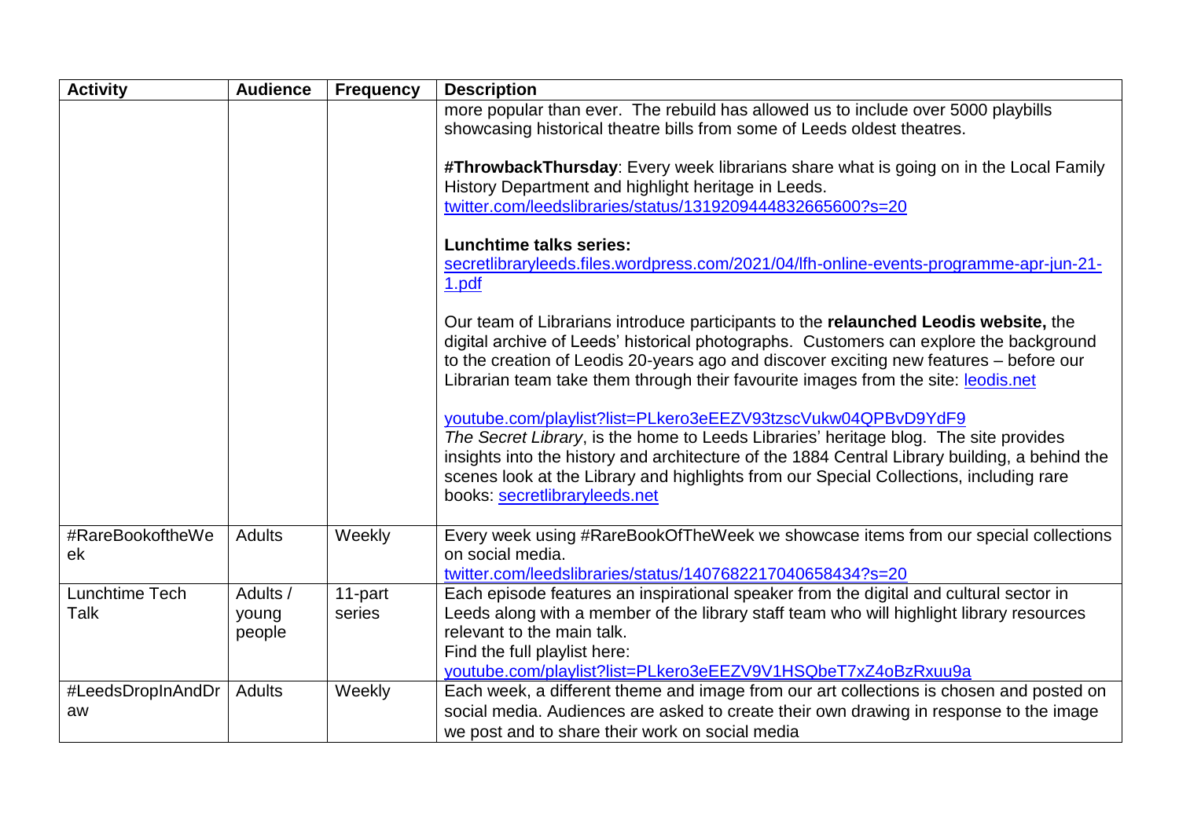| Activity | Audience | Frequency | Description |
|---|---|---|---|
| | | | more popular than ever. The rebuild has allowed us to include over 5000 playbills showcasing historical theatre bills from some of Leeds oldest theatres.<br><br>**#ThrowbackThursday**: Every week librarians share what is going on in the Local Family History Department and highlight heritage in Leeds.<br>twitter.com/leedslibraries/status/1319209444832665600?s=20<br><br>**Lunchtime talks series:**<br>secretlibraryleeds.files.wordpress.com/2021/04/lfh-online-events-programme-apr-jun-21-1.pdf<br><br>Our team of Librarians introduce participants to the **relaunched Leodis website,** the digital archive of Leeds' historical photographs. Customers can explore the background to the creation of Leodis 20-years ago and discover exciting new features – before our Librarian team take them through their favourite images from the site: leodis.net<br><br>youtube.com/playlist?list=PLkero3eEEZV93tzscVukw04QPBvD9YdF9<br>*The Secret Library*, is the home to Leeds Libraries' heritage blog. The site provides insights into the history and architecture of the 1884 Central Library building, a behind the scenes look at the Library and highlights from our Special Collections, including rare books: secretlibraryleeds.net |
| #RareBookoftheWeek | Adults | Weekly | Every week using #RareBookOfTheWeek we showcase items from our special collections on social media.<br>twitter.com/leedslibraries/status/1407682217040658434?s=20 |
| Lunchtime Tech Talk | Adults / young people | 11-part series | Each episode features an inspirational speaker from the digital and cultural sector in Leeds along with a member of the library staff team who will highlight library resources relevant to the main talk.<br>Find the full playlist here:<br>youtube.com/playlist?list=PLkero3eEEZV9V1HSQbeT7xZ4oBzRxuu9a |
| #LeedsDropInAndDraw | Adults | Weekly | Each week, a different theme and image from our art collections is chosen and posted on social media. Audiences are asked to create their own drawing in response to the image we post and to share their work on social media |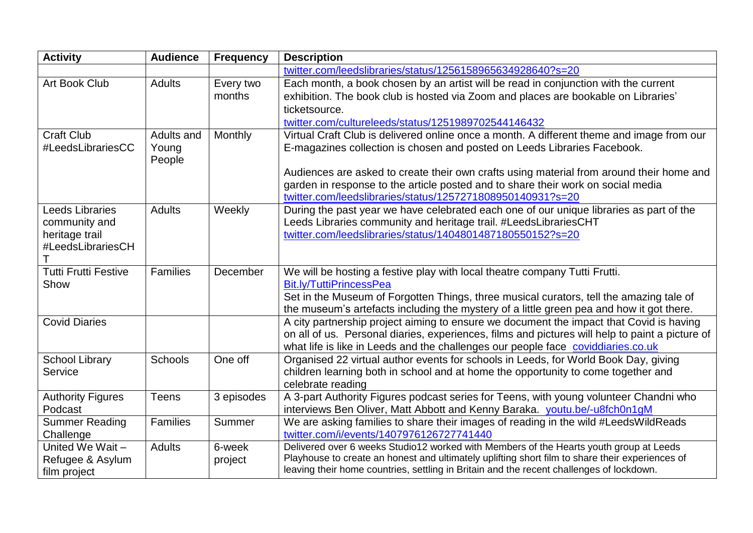| Activity | Audience | Frequency | Description |
| --- | --- | --- | --- |
| | | | twitter.com/leedslibraries/status/1256158965634928640?s=20 |
| Art Book Club | Adults | Every two months | Each month, a book chosen by an artist will be read in conjunction with the current exhibition. The book club is hosted via Zoom and places are bookable on Libraries' ticketsource. twitter.com/cultureleeds/status/1251989702544146432 |
| Craft Club #LeedsLibrariesCC | Adults and Young People | Monthly | Virtual Craft Club is delivered online once a month. A different theme and image from our E-magazines collection is chosen and posted on Leeds Libraries Facebook. <br><br> Audiences are asked to create their own crafts using material from around their home and garden in response to the article posted and to share their work on social media twitter.com/leedslibraries/status/1257271808950140931?s=20 |
| Leeds Libraries community and heritage trail #LeedsLibrariesCHT | Adults | Weekly | During the past year we have celebrated each one of our unique libraries as part of the Leeds Libraries community and heritage trail. #LeedsLibrariesCHT twitter.com/leedslibraries/status/1404801487180550152?s=20 |
| Tutti Frutti Festive Show | Families | December | We will be hosting a festive play with local theatre company Tutti Frutti. Bit.ly/TuttiPrincessPea Set in the Museum of Forgotten Things, three musical curators, tell the amazing tale of the museum's artefacts including the mystery of a little green pea and how it got there. |
| Covid Diaries | | | A city partnership project aiming to ensure we document the impact that Covid is having on all of us. Personal diaries, experiences, films and pictures will help to paint a picture of what life is like in Leeds and the challenges our people face coviddiaries.co.uk |
| School Library Service | Schools | One off | Organised 22 virtual author events for schools in Leeds, for World Book Day, giving children learning both in school and at home the opportunity to come together and celebrate reading |
| Authority Figures Podcast | Teens | 3 episodes | A 3-part Authority Figures podcast series for Teens, with young volunteer Chandni who interviews Ben Oliver, Matt Abbott and Kenny Baraka. youtu.be/-u8fch0n1gM |
| Summer Reading Challenge | Families | Summer | We are asking families to share their images of reading in the wild #LeedsWildReads twitter.com/i/events/1407976126727741440 |
| United We Wait – Refugee & Asylum film project | Adults | 6-week project | Delivered over 6 weeks Studio12 worked with Members of the Hearts youth group at Leeds Playhouse to create an honest and ultimately uplifting short film to share their experiences of leaving their home countries, settling in Britain and the recent challenges of lockdown. |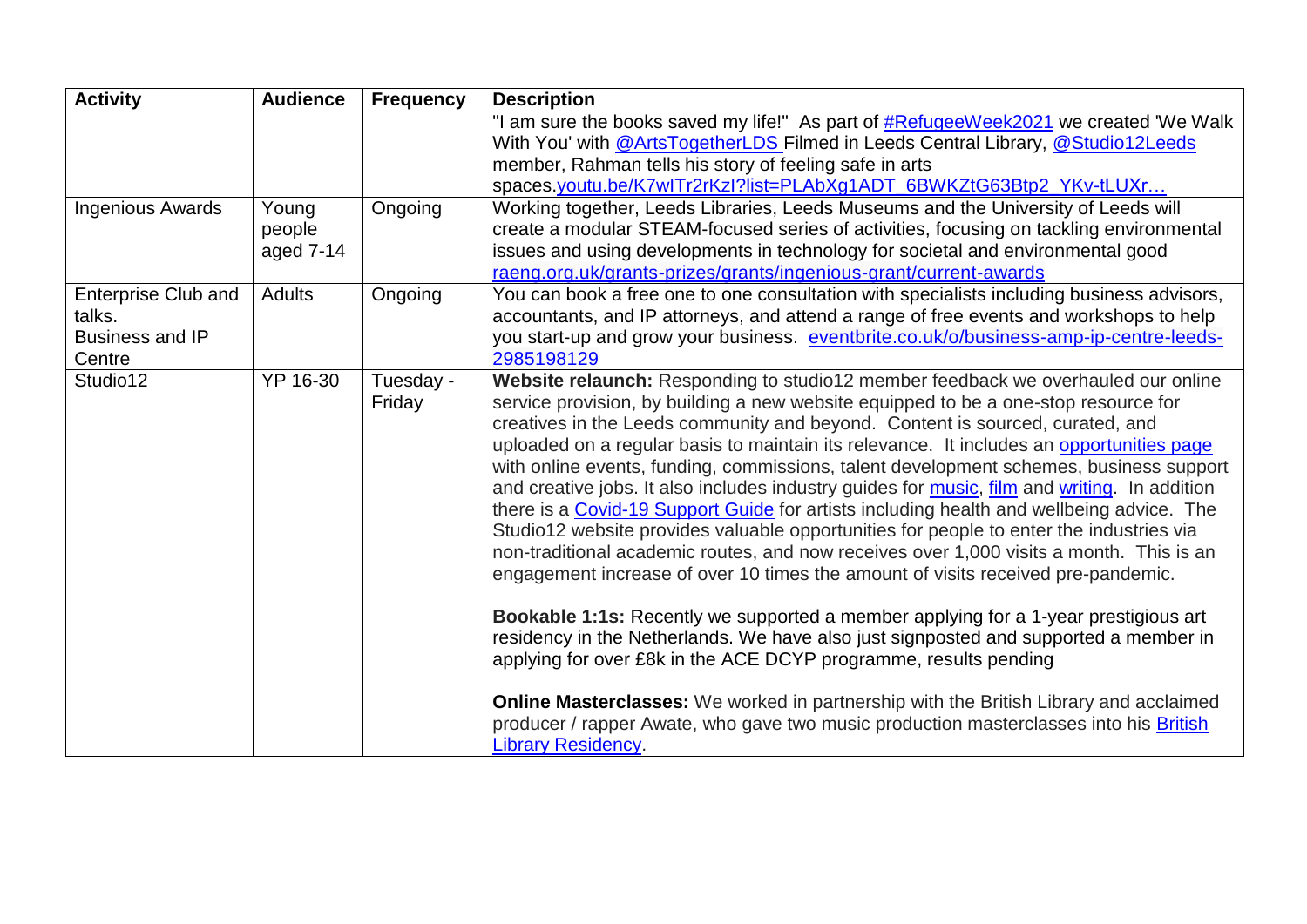| Activity | Audience | Frequency | Description |
|---|---|---|---|
| | | | "I am sure the books saved my life!" As part of #RefugeeWeek2021 we created 'We Walk With You' with @ArtsTogetherLDS Filmed in Leeds Central Library, @Studio12Leeds member, Rahman tells his story of feeling safe in arts spaces.youtu.be/K7wITr2rKzI?list=PLAbXg1ADT_6BWKZtG63Btp2_YKv-tLUXr… |
| Ingenious Awards | Young people aged 7-14 | Ongoing | Working together, Leeds Libraries, Leeds Museums and the University of Leeds will create a modular STEAM-focused series of activities, focusing on tackling environmental issues and using developments in technology for societal and environmental good raeng.org.uk/grants-prizes/grants/ingenious-grant/current-awards |
| Enterprise Club and talks. Business and IP Centre | Adults | Ongoing | You can book a free one to one consultation with specialists including business advisors, accountants, and IP attorneys, and attend a range of free events and workshops to help you start-up and grow your business. eventbrite.co.uk/o/business-amp-ip-centre-leeds-2985198129 |
| Studio12 | YP 16-30 | Tuesday - Friday | **Website relaunch:** Responding to studio12 member feedback we overhauled our online service provision, by building a new website equipped to be a one-stop resource for creatives in the Leeds community and beyond. Content is sourced, curated, and uploaded on a regular basis to maintain its relevance. It includes an opportunities page with online events, funding, commissions, talent development schemes, business support and creative jobs. It also includes industry guides for music, film and writing. In addition there is a Covid-19 Support Guide for artists including health and wellbeing advice. The Studio12 website provides valuable opportunities for people to enter the industries via non-traditional academic routes, and now receives over 1,000 visits a month. This is an engagement increase of over 10 times the amount of visits received pre-pandemic.<br><br>**Bookable 1:1s:** Recently we supported a member applying for a 1-year prestigious art residency in the Netherlands. We have also just signposted and supported a member in applying for over £8k in the ACE DCYP programme, results pending<br><br>**Online Masterclasses:** We worked in partnership with the British Library and acclaimed producer / rapper Awate, who gave two music production masterclasses into his British Library Residency. |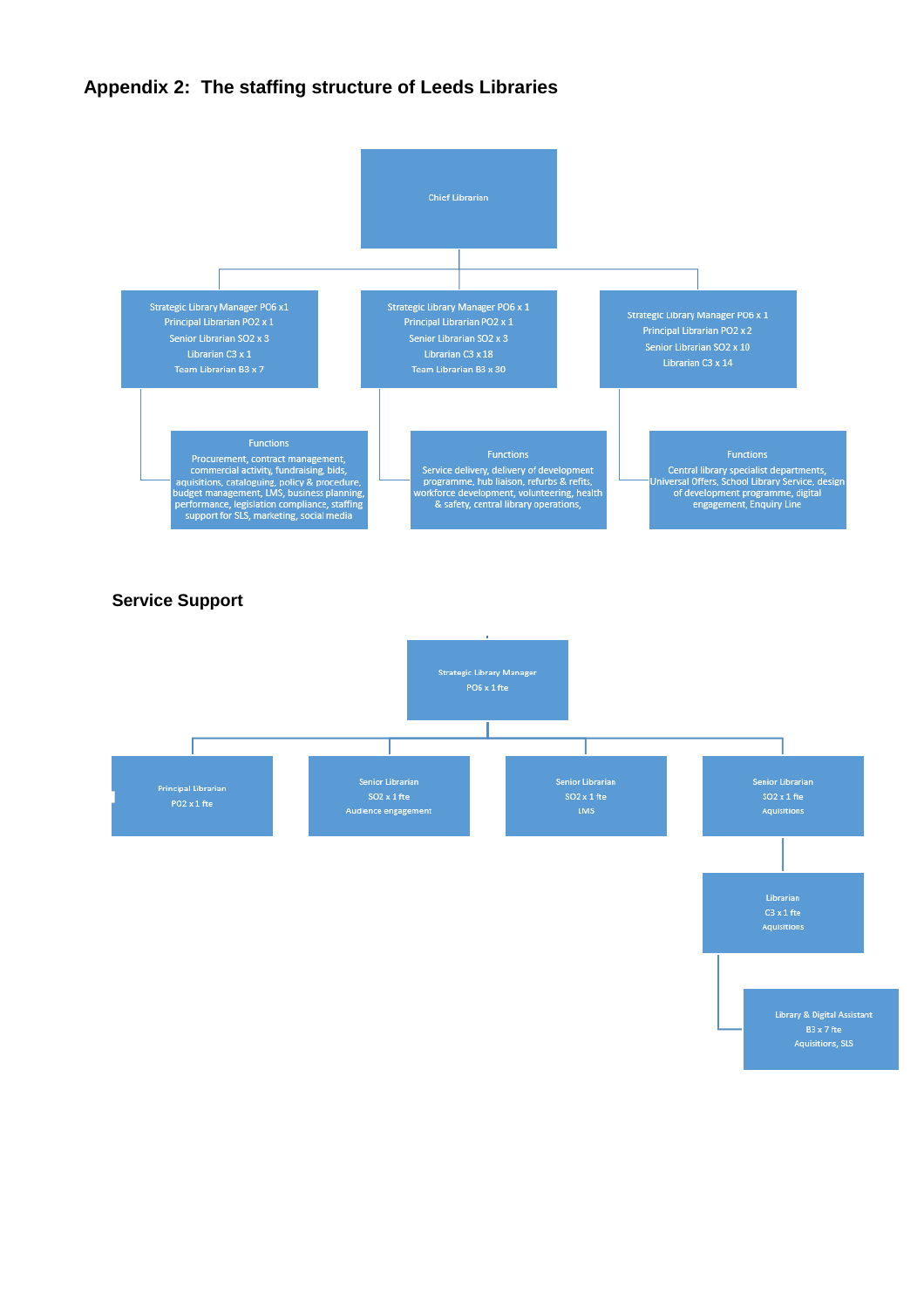# Appendix 2: The staffing structure of Leeds Libraries

**Chief Librarian**

- **Strategic Library Manager PO6 x1**
  - Principal Librarian PO2 x 1
  - Senior Librarian SO2 x 3
  - Librarian C3 x 1
  - Team Librarian B3 x 7
  - **Functions**: Procurement, contract management, commercial activity, fundraising, bids, aquisitions, cataloguing, policy & procedure, budget management, LMS, business planning, performance, legislation compliance, staffing support for SLS, marketing, social media

- **Strategic Library Manager PO6 x 1**
  - Principal Librarian PO2 x 1
  - Senior Librarian SO2 x 3
  - Librarian C3 x 18
  - Team Librarian B3 x 30
  - **Functions**: Service delivery, delivery of development programme, hub liaison, refurbs & refits, workforce development, volunteering, health & safety, central library operations,

- **Strategic Library Manager PO6 x 1**
  - Principal Librarian PO2 x 2
  - Senior Librarian SO2 x 10
  - Librarian C3 x 14
  - **Functions**: Central library specialist departments, Universal Offers, School Library Service, design of development programme, digital engagement, Enquiry Line

## Service Support

**Strategic Library Manager PO6 x 1 fte**

- Principal Librarian PO2 x 1 fte
- Senior Librarian SO2 x 1 fte Audience engagement
- Senior Librarian SO2 x 1 fte LMS
- Senior Librarian SO2 x 1 fte Aquisitions
  - Librarian C3 x 1 fte Aquisitions
    - Library & Digital Assistant B3 x 7 fte Aquisitions, SLS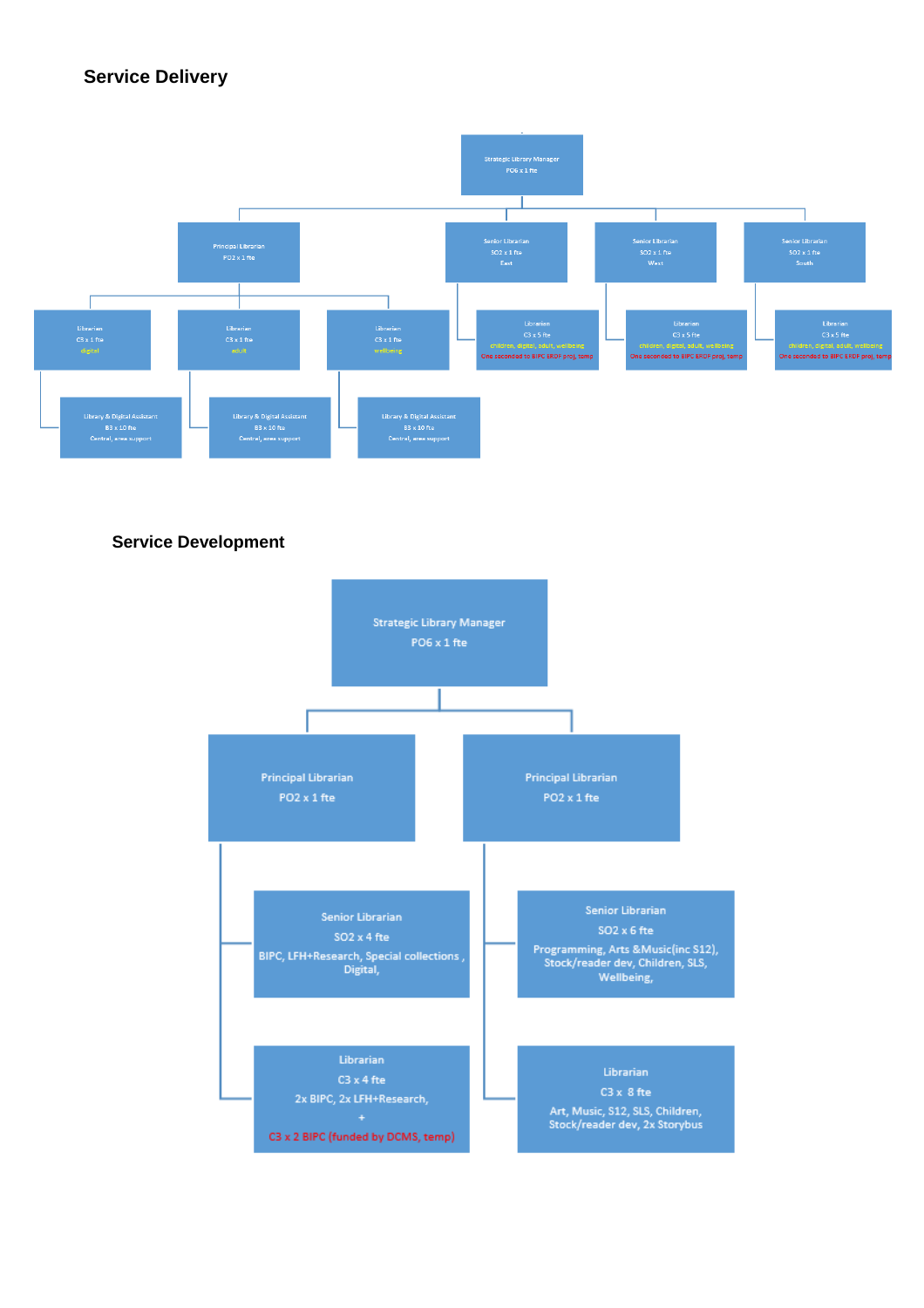## Service Delivery

Strategic Library Manager
PO6 x 1 fte

Principal Librarian
PO2 x 1 fte

Senior Librarian
SO2 x 1 fte
East

Senior Librarian
SO2 x 1 fte
West

Senior Librarian
SO2 x 1 fte
South

Librarian
C3 x 1 fte
digital

Librarian
C3 x 1 fte
adult

Librarian
C3 x 1 fte
wellbeing

Librarian
C3 x 5 fte
children, digital, adult, wellbeing
One seconded to BIPC ERDF proj, temp

Librarian
C3 x 5 fte
children, digital, adult, wellbeing
One seconded to BIPC ERDF proj, temp

Librarian
C3 x 5 fte
children, digital, adult, wellbeing
One seconded to BIPC ERDF proj, temp

Library & Digital Assistant
B3 x 10 fte
Central, area support

Library & Digital Assistant
B3 x 10 fte
Central, area support

Library & Digital Assistant
B3 x 10 fte
Central, area support

## Service Development

Strategic Library Manager
PO6 x 1 fte

Principal Librarian
PO2 x 1 fte

Principal Librarian
PO2 x 1 fte

Senior Librarian
SO2 x 4 fte
BIPC, LFH+Research, Special collections , Digital,

Senior Librarian
SO2 x 6 fte
Programming, Arts &Music(inc S12), Stock/reader dev, Children, SLS, Wellbeing,

Librarian
C3 x 4 fte
2x BIPC, 2x LFH+Research,
+
C3 x 2 BIPC (funded by DCMS, temp)

Librarian
C3 x 8 fte
Art, Music, S12, SLS, Children, Stock/reader dev, 2x Storybus